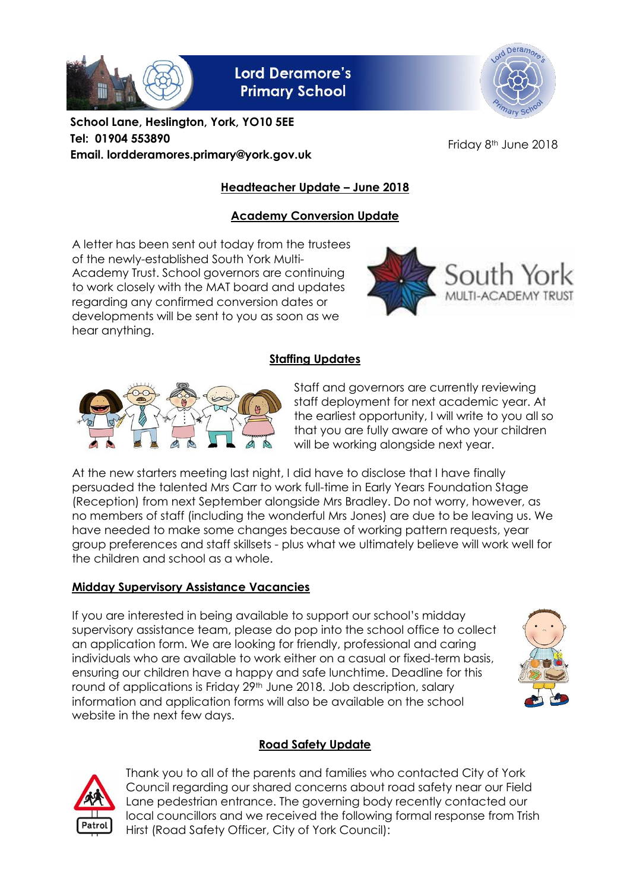# Lord Deramore's Primary School

**School Lane, Heslington, York, YO10 5EE**
**Tel: 01904 553890**
**Email. lordderamores.primary@york.gov.uk**

Friday 8th June 2018

## Headteacher Update – June 2018

### Academy Conversion Update

A letter has been sent out today from the trustees of the newly-established South York Multi-Academy Trust. School governors are continuing to work closely with the MAT board and updates regarding any confirmed conversion dates or developments will be sent to you as soon as we hear anything.

### Staffing Updates

Staff and governors are currently reviewing staff deployment for next academic year. At the earliest opportunity, I will write to you all so that you are fully aware of who your children will be working alongside next year.

At the new starters meeting last night, I did have to disclose that I have finally persuaded the talented Mrs Carr to work full-time in Early Years Foundation Stage (Reception) from next September alongside Mrs Bradley. Do not worry, however, as no members of staff (including the wonderful Mrs Jones) are due to be leaving us. We have needed to make some changes because of working pattern requests, year group preferences and staff skillsets - plus what we ultimately believe will work well for the children and school as a whole.

### Midday Supervisory Assistance Vacancies

If you are interested in being available to support our school's midday supervisory assistance team, please do pop into the school office to collect an application form. We are looking for friendly, professional and caring individuals who are available to work either on a casual or fixed-term basis, ensuring our children have a happy and safe lunchtime. Deadline for this round of applications is Friday 29th June 2018. Job description, salary information and application forms will also be available on the school website in the next few days.

### Road Safety Update

Thank you to all of the parents and families who contacted City of York Council regarding our shared concerns about road safety near our Field Lane pedestrian entrance. The governing body recently contacted our local councillors and we received the following formal response from Trish Hirst (Road Safety Officer, City of York Council):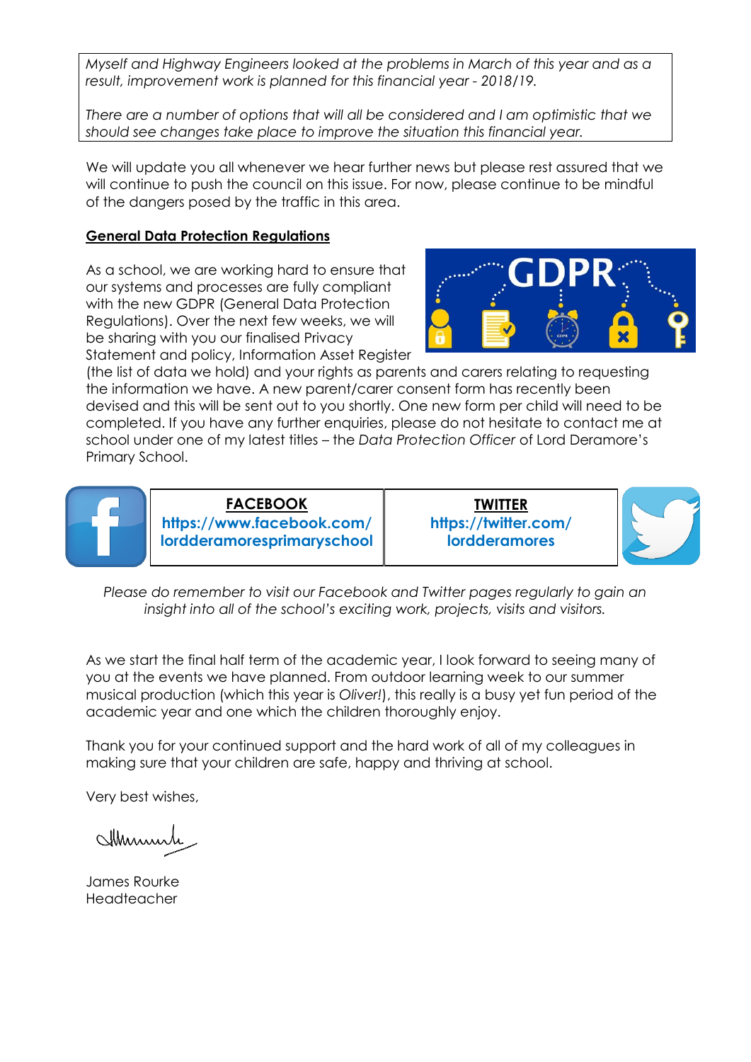*Myself and Highway Engineers looked at the problems in March of this year and as a result, improvement work is planned for this financial year - 2018/19.*

*There are a number of options that will all be considered and I am optimistic that we should see changes take place to improve the situation this financial year.*

We will update you all whenever we hear further news but please rest assured that we will continue to push the council on this issue. For now, please continue to be mindful of the dangers posed by the traffic in this area.

**General Data Protection Regulations**

As a school, we are working hard to ensure that our systems and processes are fully compliant with the new GDPR (General Data Protection Regulations). Over the next few weeks, we will be sharing with you our finalised Privacy Statement and policy, Information Asset Register (the list of data we hold) and your rights as parents and carers relating to requesting the information we have. A new parent/carer consent form has recently been devised and this will be sent out to you shortly. One new form per child will need to be completed. If you have any further enquiries, please do not hesitate to contact me at school under one of my latest titles – the *Data Protection Officer* of Lord Deramore's Primary School.

| FACEBOOK | TWITTER |
| --- | --- |
| https://www.facebook.com/lordderamoresprimaryschool | https://twitter.com/lordderamores |

*Please do remember to visit our Facebook and Twitter pages regularly to gain an insight into all of the school's exciting work, projects, visits and visitors.*

As we start the final half term of the academic year, I look forward to seeing many of you at the events we have planned. From outdoor learning week to our summer musical production (which this year is *Oliver!*), this really is a busy yet fun period of the academic year and one which the children thoroughly enjoy.

Thank you for your continued support and the hard work of all of my colleagues in making sure that your children are safe, happy and thriving at school.

Very best wishes,

James Rourke
Headteacher